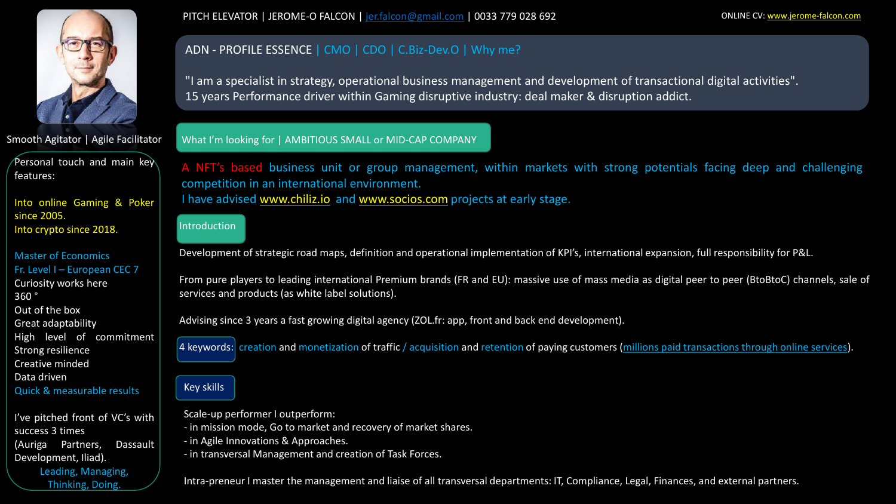PITCH ELEVATOR | JEROME-O FALCON | jer.falcon@gmail.com | 0033 779 028 692

ONLINE CV: www.jerome-falcon.com

Smooth Agitator | Agile Facilitator

Personal touch and main key features:

Into online Gaming & Poker since 2005.
Into crypto since 2018.

Master of Economics
Fr. Level I – European CEC 7
Curiosity works here
360 °
Out of the box
Great adaptability
High level of commitment
Strong resilience
Creative minded
Data driven
Quick & measurable results

I've pitched front of VC's with success 3 times
(Auriga Partners, Dassault Development, Iliad).

Leading, Managing, Thinking, Doing.

## ADN - PROFILE ESSENCE | CMO | CDO | C.Biz-Dev.O | Why me?

"I am a specialist in strategy, operational business management and development of transactional digital activities".
15 years Performance driver within Gaming disruptive industry: deal maker & disruption addict.

## What I'm looking for | AMBITIOUS SMALL or MID-CAP COMPANY

A NFT's based business unit or group management, within markets with strong potentials facing deep and challenging competition in an international environment.
I have advised www.chiliz.io and www.socios.com projects at early stage.

## Introduction

Development of strategic road maps, definition and operational implementation of KPI's, international expansion, full responsibility for P&L.

From pure players to leading international Premium brands (FR and EU): massive use of mass media as digital peer to peer (BtoBtoC) channels, sale of services and products (as white label solutions).

Advising since 3 years a fast growing digital agency (ZOL.fr: app, front and back end development).

**4 keywords:** creation and monetization of traffic / acquisition and retention of paying customers (millions paid transactions through online services).

## Key skills

Scale-up performer I outperform:
- in mission mode, Go to market and recovery of market shares.
- in Agile Innovations & Approaches.
- in transversal Management and creation of Task Forces.

Intra-preneur I master the management and liaise of all transversal departments: IT, Compliance, Legal, Finances, and external partners.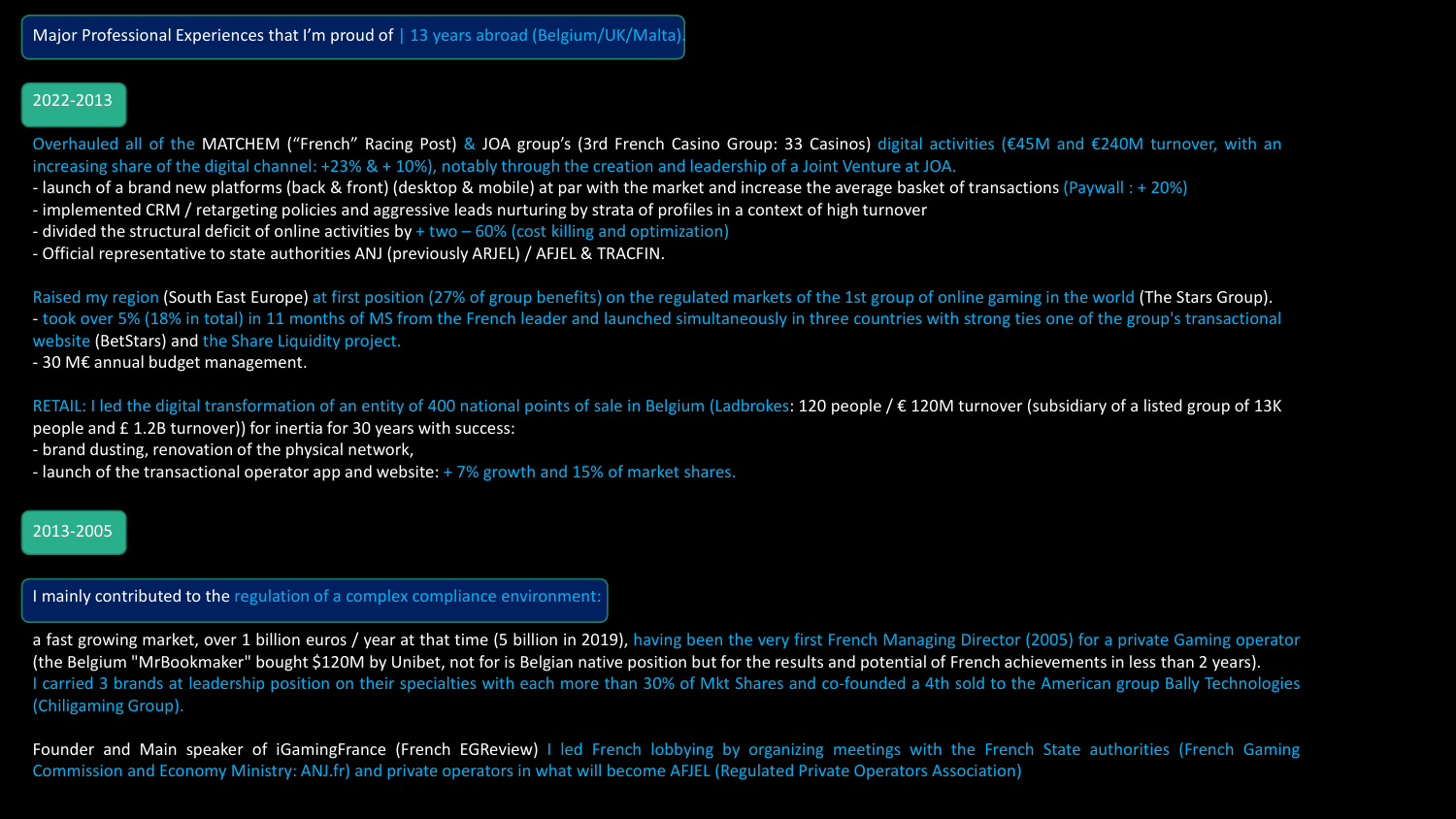## Major Professional Experiences that I'm proud of | 13 years abroad (Belgium/UK/Malta).

### 2022-2013

Overhauled all of the MATCHEM ("French" Racing Post) & JOA group's (3rd French Casino Group: 33 Casinos) digital activities (€45M and €240M turnover, with an increasing share of the digital channel: +23% & + 10%), notably through the creation and leadership of a Joint Venture at JOA.

- launch of a brand new platforms (back & front) (desktop & mobile) at par with the market and increase the average basket of transactions (Paywall : + 20%)
- implemented CRM / retargeting policies and aggressive leads nurturing by strata of profiles in a context of high turnover
- divided the structural deficit of online activities by + two – 60% (cost killing and optimization)
- Official representative to state authorities ANJ (previously ARJEL) / AFJEL & TRACFIN.

Raised my region (South East Europe) at first position (27% of group benefits) on the regulated markets of the 1st group of online gaming in the world (The Stars Group).

- took over 5% (18% in total) in 11 months of MS from the French leader and launched simultaneously in three countries with strong ties one of the group's transactional website (BetStars) and the Share Liquidity project.
- 30 M€ annual budget management.

RETAIL: I led the digital transformation of an entity of 400 national points of sale in Belgium (Ladbrokes: 120 people / € 120M turnover (subsidiary of a listed group of 13K people and £ 1.2B turnover)) for inertia for 30 years with success:

- brand dusting, renovation of the physical network,
- launch of the transactional operator app and website: + 7% growth and 15% of market shares.

### 2013-2005

**I mainly contributed to the regulation of a complex compliance environment:**

a fast growing market, over 1 billion euros / year at that time (5 billion in 2019), having been the very first French Managing Director (2005) for a private Gaming operator (the Belgium "MrBookmaker" bought $120M by Unibet, not for is Belgian native position but for the results and potential of French achievements in less than 2 years).
I carried 3 brands at leadership position on their specialties with each more than 30% of Mkt Shares and co-founded a 4th sold to the American group Bally Technologies (Chiligaming Group).

Founder and Main speaker of iGamingFrance (French EGReview) I led French lobbying by organizing meetings with the French State authorities (French Gaming Commission and Economy Ministry: ANJ.fr) and private operators in what will become AFJEL (Regulated Private Operators Association)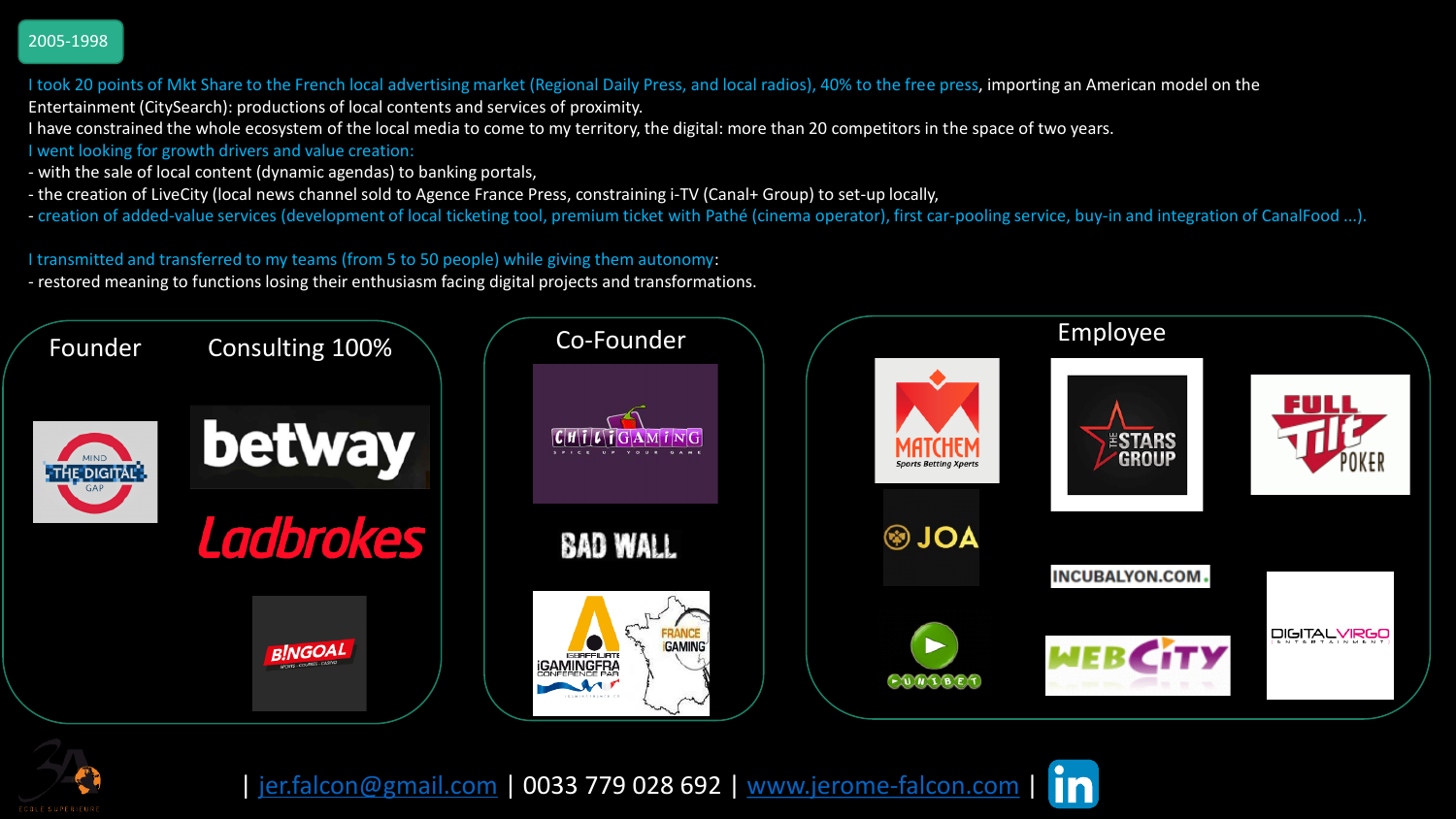2005-1998

I took 20 points of Mkt Share to the French local advertising market (Regional Daily Press, and local radios), 40% to the free press, importing an American model on the Entertainment (CitySearch): productions of local contents and services of proximity.

I have constrained the whole ecosystem of the local media to come to my territory, the digital: more than 20 competitors in the space of two years.

I went looking for growth drivers and value creation:

- with the sale of local content (dynamic agendas) to banking portals,
- the creation of LiveCity (local news channel sold to Agence France Press, constraining i-TV (Canal+ Group) to set-up locally,
- creation of added-value services (development of local ticketing tool, premium ticket with Pathé (cinema operator), first car-pooling service, buy-in and integration of CanalFood ...).

I transmitted and transferred to my teams (from 5 to 50 people) while giving them autonomy:

- restored meaning to functions losing their enthusiasm facing digital projects and transformations.

Founder — Mind The Digital Gap

Consulting 100% — betway, Ladbrokes, B!NGOAL

Co-Founder — Chiligaming, Bad Wall, iGamingFrance Conference / France iGaming

Employee — Matchem, JOA, Unibet, The Stars Group, Incubalyon.com, WebCity, Full Tilt Poker, Digital Virgo

| jer.falcon@gmail.com | 0033 779 028 692 | www.jerome-falcon.com |